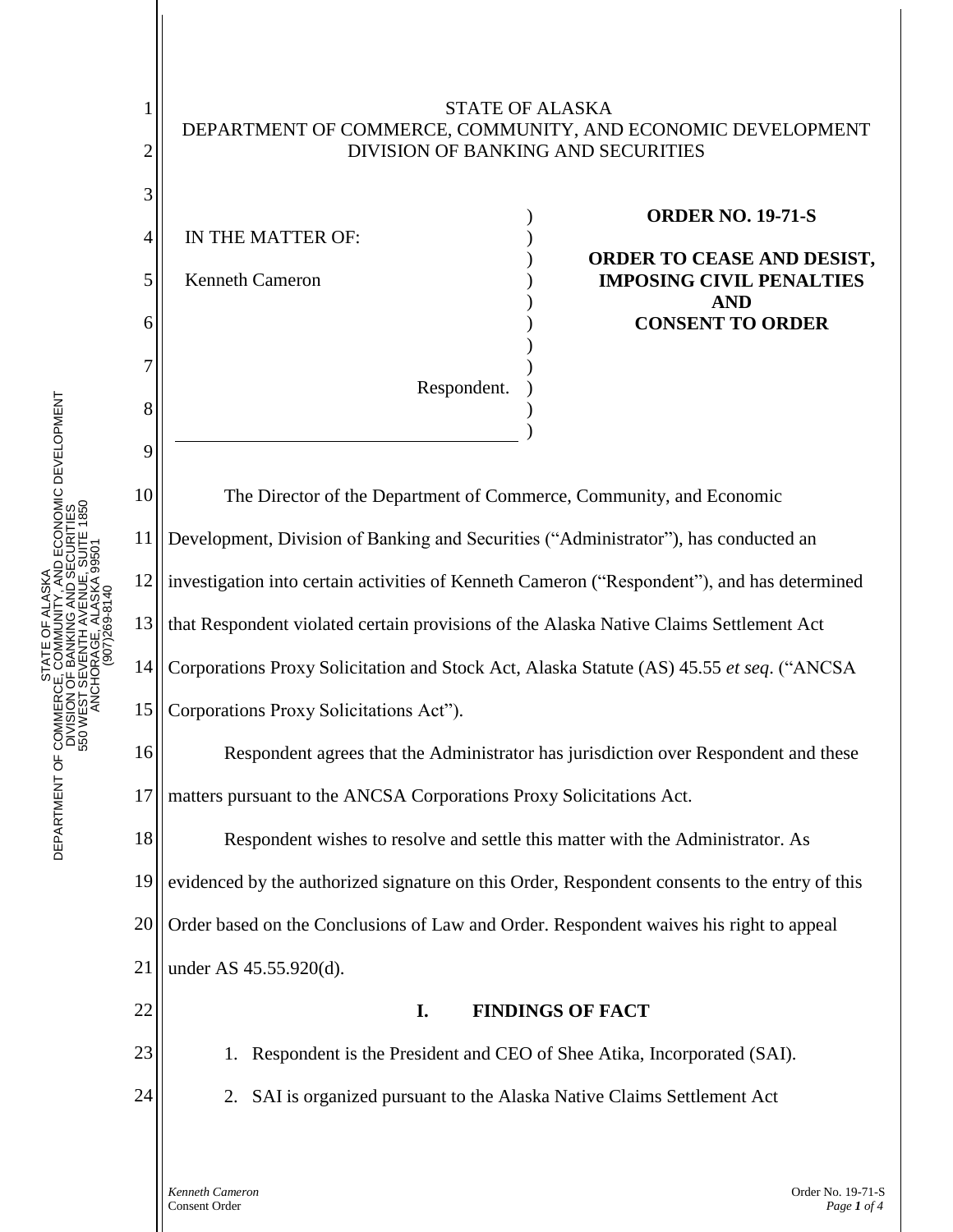STATE OF ALASKA
DEPARTMENT OF COMMERCE, COMMUNITY, AND ECONOMIC DEVELOPMENT
DIVISION OF BANKING AND SECURITIES

IN THE MATTER OF:

Kenneth Cameron

Respondent.

**ORDER NO. 19-71-S**

**ORDER TO CEASE AND DESIST, IMPOSING CIVIL PENALTIES AND CONSENT TO ORDER**

The Director of the Department of Commerce, Community, and Economic Development, Division of Banking and Securities ("Administrator"), has conducted an investigation into certain activities of Kenneth Cameron ("Respondent"), and has determined that Respondent violated certain provisions of the Alaska Native Claims Settlement Act Corporations Proxy Solicitation and Stock Act, Alaska Statute (AS) 45.55 *et seq*. ("ANCSA Corporations Proxy Solicitations Act").

Respondent agrees that the Administrator has jurisdiction over Respondent and these matters pursuant to the ANCSA Corporations Proxy Solicitations Act.

Respondent wishes to resolve and settle this matter with the Administrator. As evidenced by the authorized signature on this Order, Respondent consents to the entry of this Order based on the Conclusions of Law and Order. Respondent waives his right to appeal under AS 45.55.920(d).

## I. FINDINGS OF FACT

1. Respondent is the President and CEO of Shee Atika, Incorporated (SAI).
2. SAI is organized pursuant to the Alaska Native Claims Settlement Act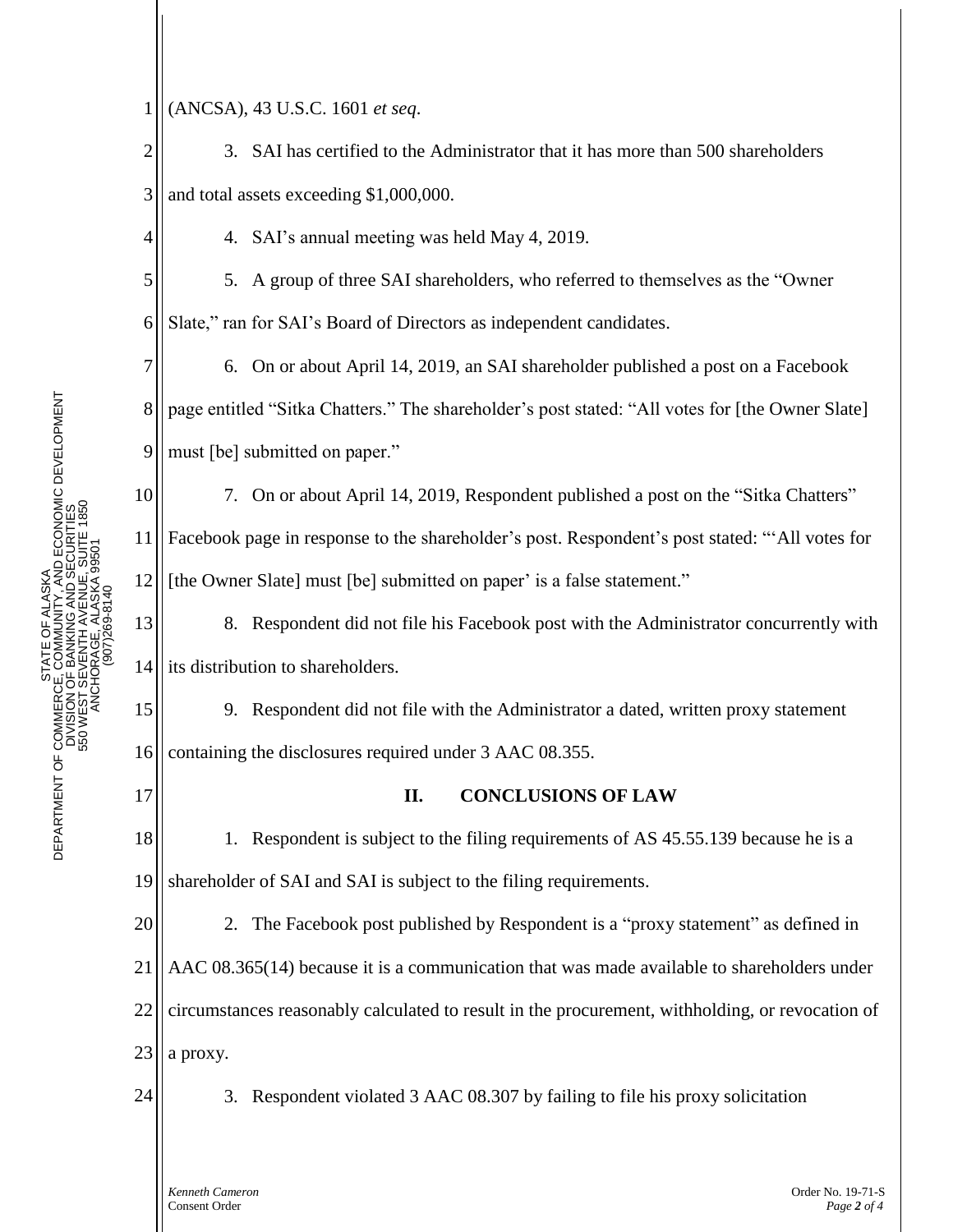(ANCSA), 43 U.S.C. 1601 *et seq*.

3. SAI has certified to the Administrator that it has more than 500 shareholders and total assets exceeding $1,000,000.

4. SAI's annual meeting was held May 4, 2019.

5. A group of three SAI shareholders, who referred to themselves as the "Owner Slate," ran for SAI's Board of Directors as independent candidates.

6. On or about April 14, 2019, an SAI shareholder published a post on a Facebook page entitled "Sitka Chatters." The shareholder's post stated: "All votes for [the Owner Slate] must [be] submitted on paper."

7. On or about April 14, 2019, Respondent published a post on the "Sitka Chatters" Facebook page in response to the shareholder's post. Respondent's post stated: "'All votes for [the Owner Slate] must [be] submitted on paper' is a false statement."

8. Respondent did not file his Facebook post with the Administrator concurrently with its distribution to shareholders.

9. Respondent did not file with the Administrator a dated, written proxy statement containing the disclosures required under 3 AAC 08.355.

## II. CONCLUSIONS OF LAW

1. Respondent is subject to the filing requirements of AS 45.55.139 because he is a shareholder of SAI and SAI is subject to the filing requirements.

2. The Facebook post published by Respondent is a "proxy statement" as defined in AAC 08.365(14) because it is a communication that was made available to shareholders under circumstances reasonably calculated to result in the procurement, withholding, or revocation of a proxy.

3. Respondent violated 3 AAC 08.307 by failing to file his proxy solicitation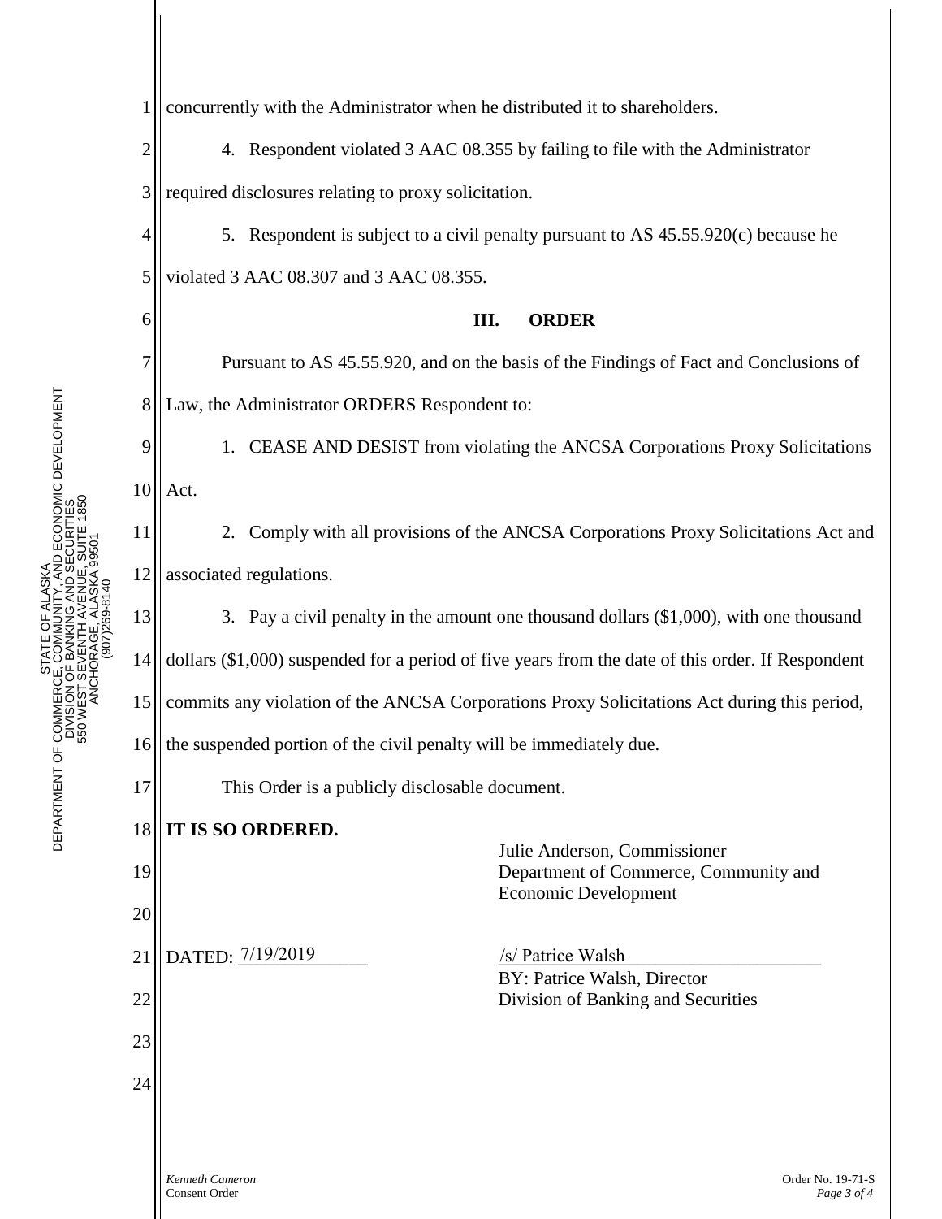concurrently with the Administrator when he distributed it to shareholders.

4. Respondent violated 3 AAC 08.355 by failing to file with the Administrator required disclosures relating to proxy solicitation.

5. Respondent is subject to a civil penalty pursuant to AS 45.55.920(c) because he violated 3 AAC 08.307 and 3 AAC 08.355.

## III. ORDER

Pursuant to AS 45.55.920, and on the basis of the Findings of Fact and Conclusions of Law, the Administrator ORDERS Respondent to:

1. CEASE AND DESIST from violating the ANCSA Corporations Proxy Solicitations Act.

2. Comply with all provisions of the ANCSA Corporations Proxy Solicitations Act and associated regulations.

3. Pay a civil penalty in the amount one thousand dollars ($1,000), with one thousand dollars ($1,000) suspended for a period of five years from the date of this order. If Respondent commits any violation of the ANCSA Corporations Proxy Solicitations Act during this period, the suspended portion of the civil penalty will be immediately due.

This Order is a publicly disclosable document.

**IT IS SO ORDERED.**

Julie Anderson, Commissioner
Department of Commerce, Community and Economic Development

DATED: 7/19/2019

/s/ Patrice Walsh
BY: Patrice Walsh, Director
Division of Banking and Securities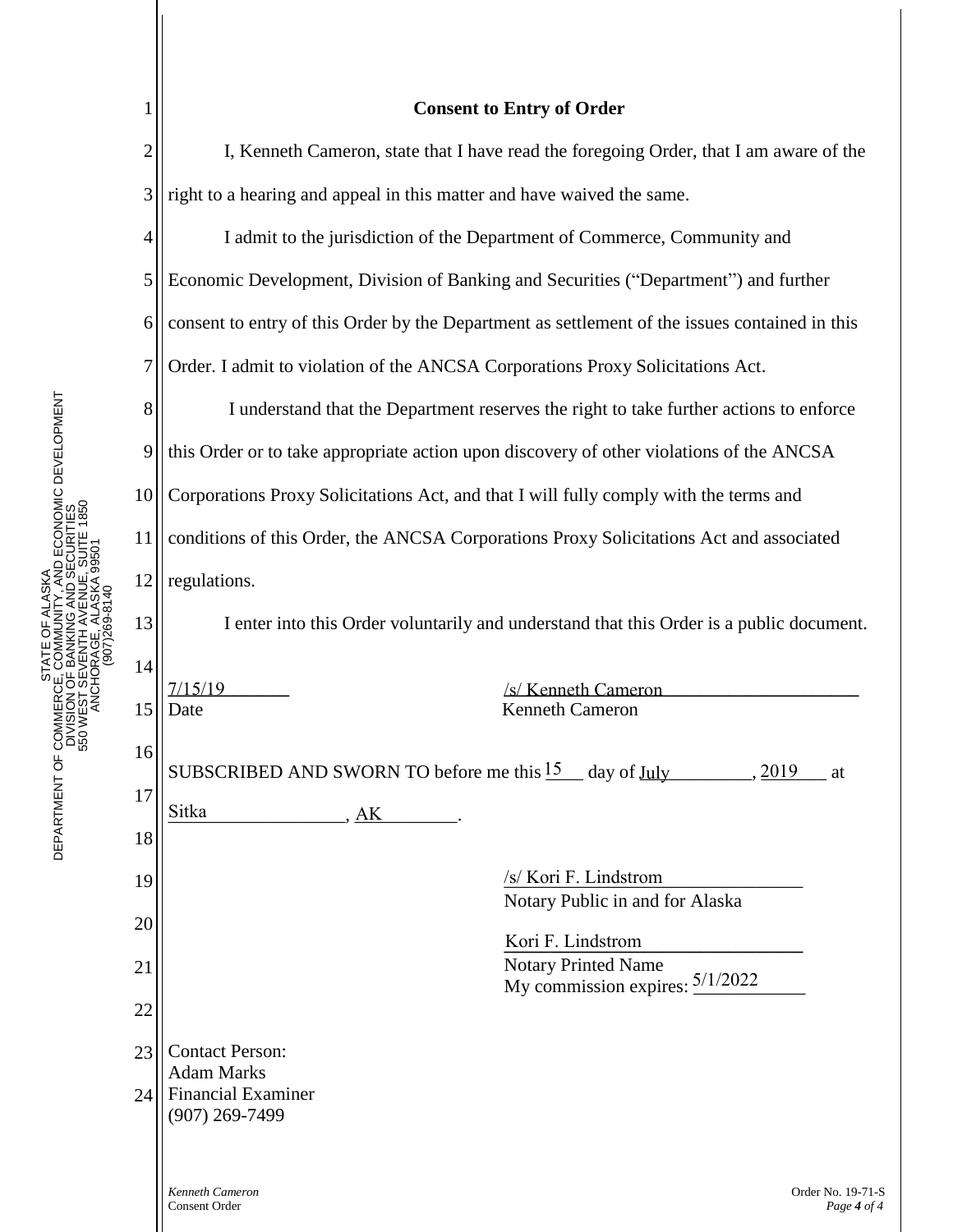**Consent to Entry of Order**

I, Kenneth Cameron, state that I have read the foregoing Order, that I am aware of the right to a hearing and appeal in this matter and have waived the same.

I admit to the jurisdiction of the Department of Commerce, Community and Economic Development, Division of Banking and Securities ("Department") and further consent to entry of this Order by the Department as settlement of the issues contained in this Order. I admit to violation of the ANCSA Corporations Proxy Solicitations Act.

I understand that the Department reserves the right to take further actions to enforce this Order or to take appropriate action upon discovery of other violations of the ANCSA Corporations Proxy Solicitations Act, and that I will fully comply with the terms and conditions of this Order, the ANCSA Corporations Proxy Solicitations Act and associated regulations.

I enter into this Order voluntarily and understand that this Order is a public document.

7/15/19
Date

/s/ Kenneth Cameron
Kenneth Cameron

SUBSCRIBED AND SWORN TO before me this 15 day of July, 2019 at Sitka, AK.

/s/ Kori F. Lindstrom
Notary Public in and for Alaska

Kori F. Lindstrom
Notary Printed Name
My commission expires: 5/1/2022

Contact Person:
Adam Marks
Financial Examiner
(907) 269-7499